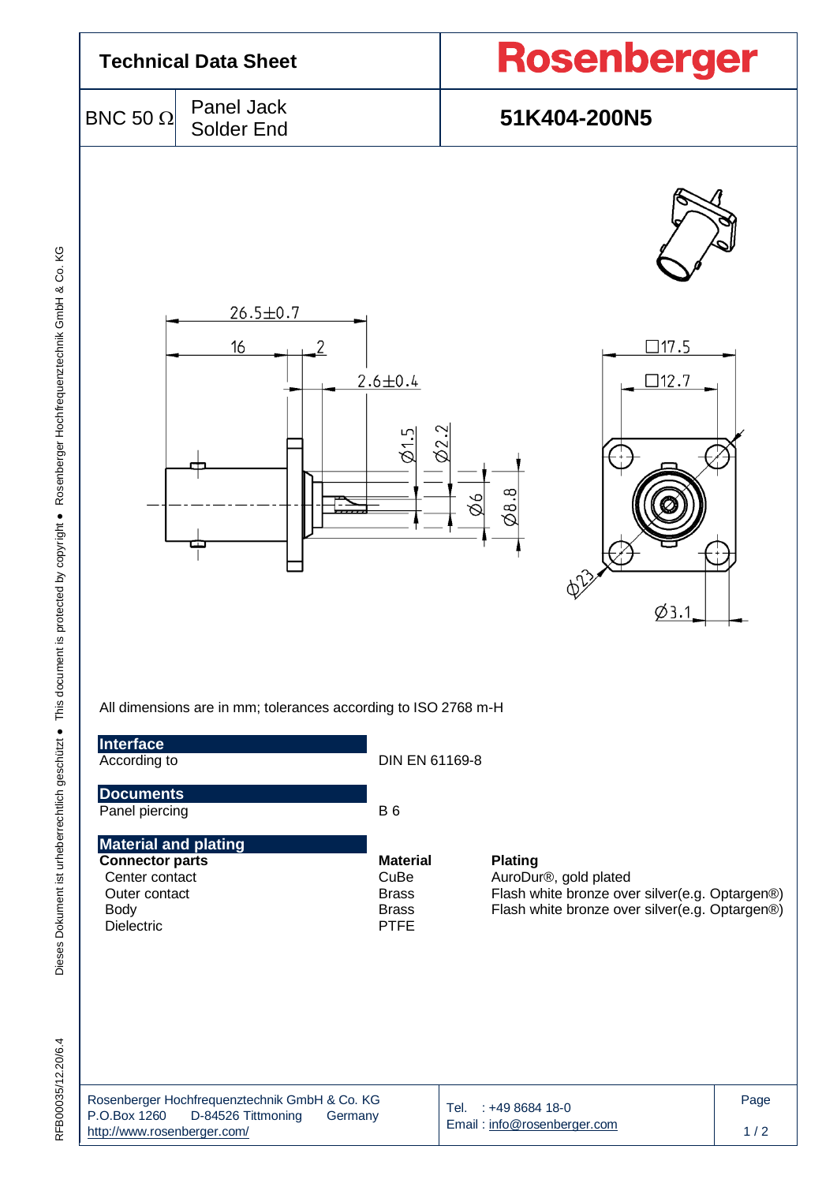# Technical Data Sheet

**Rosenberger**

| BNC 50 Ω | Panel Jack Solder End | **51K404-200N5** |
|---|---|---|

All dimensions are in mm; tolerances according to ISO 2768 m-H

## Interface

| | |
|---|---|
| According to | DIN EN 61169-8 |

## Documents

| | |
|---|---|
| Panel piercing | B 6 |

## Material and plating

| Connector parts | Material | Plating |
|---|---|---|
| Center contact | CuBe | AuroDur®, gold plated |
| Outer contact | Brass | Flash white bronze over silver(e.g. Optargen®) |
| Body | Brass | Flash white bronze over silver(e.g. Optargen®) |
| Dielectric | PTFE | |

Rosenberger Hochfrequenztechnik GmbH & Co. KG
P.O.Box 1260 D-84526 Tittmoning Germany
http://www.rosenberger.com/

Tel. : +49 8684 18-0
Email : info@rosenberger.com

RF800035/12.20/6.4

Dieses Dokument ist urheberrechtlich geschützt ● This document is protected by copyright ● Rosenberger Hochfrequenztechnik GmbH & Co. KG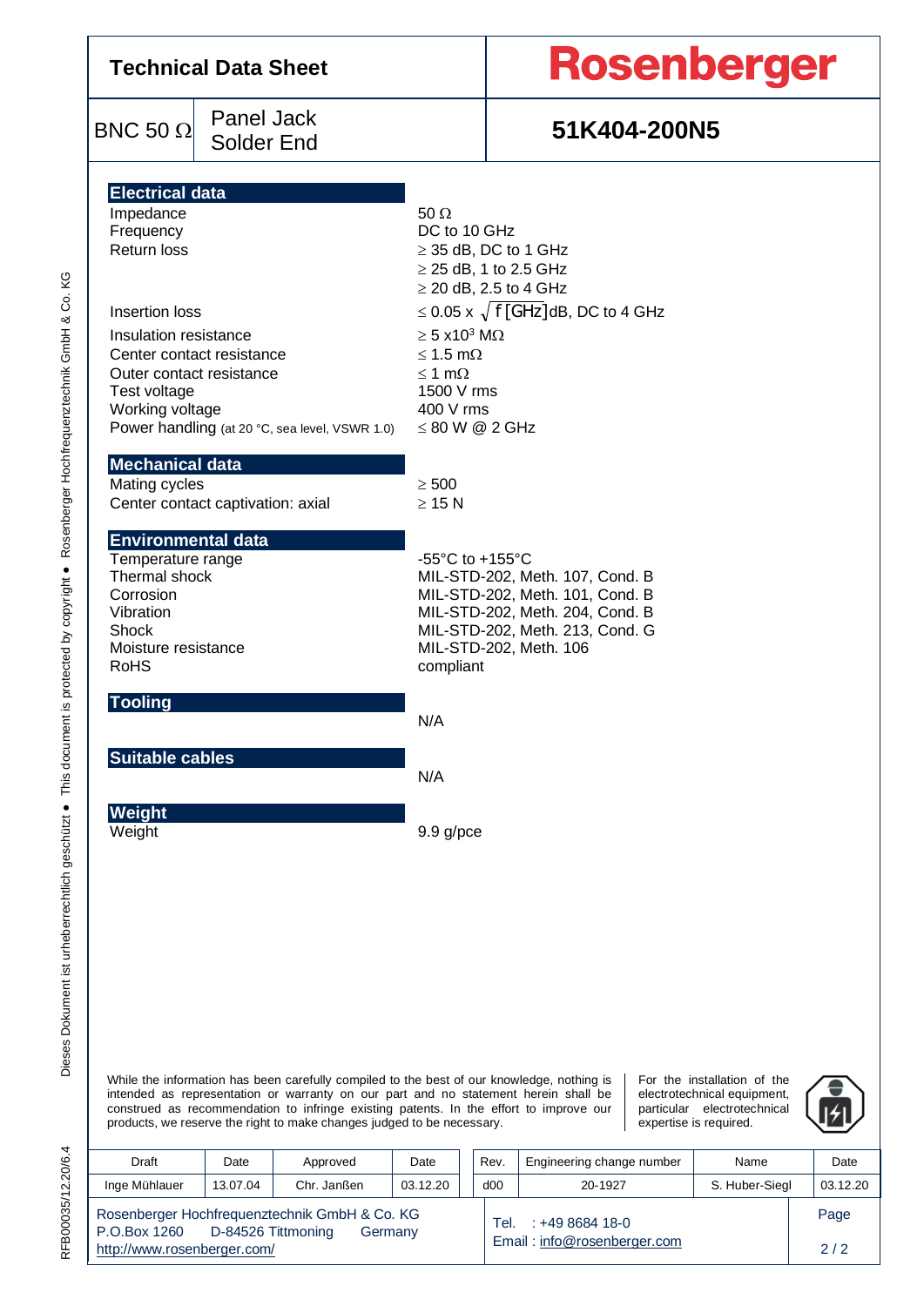# Technical Data Sheet

**Rosenberger**

BNC 50 Ω | Panel Jack Solder End

**51K404-200N5**

## Electrical data

| | |
|---|---|
| Impedance | 50 Ω |
| Frequency | DC to 10 GHz |
| Return loss | ≥ 35 dB, DC to 1 GHz<br>≥ 25 dB, 1 to 2.5 GHz<br>≥ 20 dB, 2.5 to 4 GHz |
| Insertion loss | ≤ 0.05 x $\sqrt{f[\text{GHz}]}$ dB, DC to 4 GHz |
| Insulation resistance | ≥ 5 x10[3] MΩ |
| Center contact resistance | ≤ 1.5 mΩ |
| Outer contact resistance | ≤ 1 mΩ |
| Test voltage | 1500 V rms |
| Working voltage | 400 V rms |
| Power handling (at 20 °C, sea level, VSWR 1.0) | ≤ 80 W @ 2 GHz |

## Mechanical data

| | |
|---|---|
| Mating cycles | ≥ 500 |
| Center contact captivation: axial | ≥ 15 N |

## Environmental data

| | |
|---|---|
| Temperature range | -55°C to +155°C |
| Thermal shock | MIL-STD-202, Meth. 107, Cond. B |
| Corrosion | MIL-STD-202, Meth. 101, Cond. B |
| Vibration | MIL-STD-202, Meth. 204, Cond. B |
| Shock | MIL-STD-202, Meth. 213, Cond. G |
| Moisture resistance | MIL-STD-202, Meth. 106 |
| RoHS | compliant |

## Tooling

N/A

## Suitable cables

N/A

## Weight

| | |
|---|---|
| Weight | 9.9 g/pce |

While the information has been carefully compiled to the best of our knowledge, nothing is intended as representation or warranty on our part and no statement herein shall be construed as recommendation to infringe existing patents. In the effort to improve our products, we reserve the right to make changes judged to be necessary.

For the installation of the electrotechnical equipment, particular electrotechnical expertise is required.

| Draft | Date | Approved | Date | Rev. | Engineering change number | Name | Date |
|---|---|---|---|---|---|---|---|
| Inge Mühlauer | 13.07.04 | Chr. Janßen | 03.12.20 | d00 | 20-1927 | S. Huber-Siegl | 03.12.20 |

Rosenberger Hochfrequenztechnik GmbH & Co. KG
P.O.Box 1260 D-84526 Tittmoning Germany
http://www.rosenberger.com/

Tel. : +49 8684 18-0
Email : info@rosenberger.com

RFB00035/12.20/6.4

Dieses Dokument ist urheberrechtlich geschützt ● This document is protected by copyright ● Rosenberger Hochfrequenztechnik GmbH & Co. KG